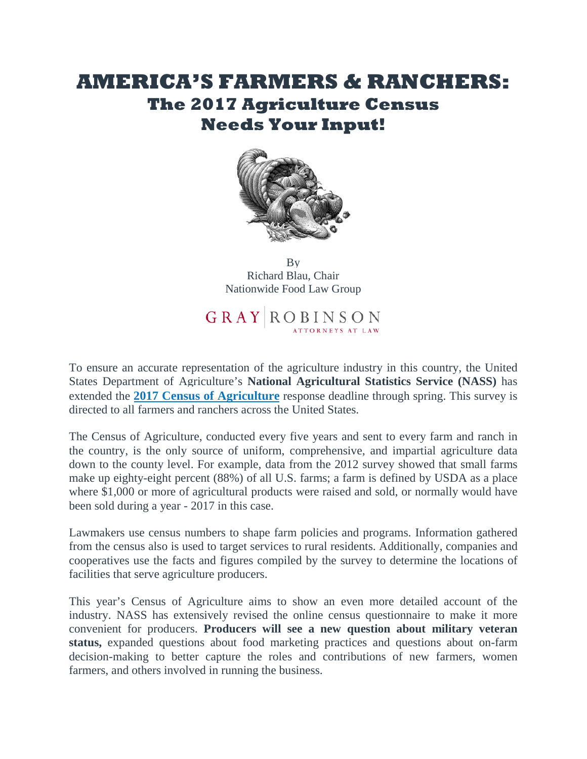# AMERICA'S FARMERS & RANCHERS:
## The 2017 Agriculture Census Needs Your Input!

By
Richard Blau, Chair
Nationwide Food Law Group

GRAY | ROBINSON
ATTORNEYS AT LAW

To ensure an accurate representation of the agriculture industry in this country, the United States Department of Agriculture's **National Agricultural Statistics Service (NASS)** has extended the **2017 Census of Agriculture** response deadline through spring. This survey is directed to all farmers and ranchers across the United States.

The Census of Agriculture, conducted every five years and sent to every farm and ranch in the country, is the only source of uniform, comprehensive, and impartial agriculture data down to the county level. For example, data from the 2012 survey showed that small farms make up eighty-eight percent (88%) of all U.S. farms; a farm is defined by USDA as a place where $1,000 or more of agricultural products were raised and sold, or normally would have been sold during a year - 2017 in this case.

Lawmakers use census numbers to shape farm policies and programs. Information gathered from the census also is used to target services to rural residents. Additionally, companies and cooperatives use the facts and figures compiled by the survey to determine the locations of facilities that serve agriculture producers.

This year's Census of Agriculture aims to show an even more detailed account of the industry. NASS has extensively revised the online census questionnaire to make it more convenient for producers. **Producers will see a new question about military veteran status,** expanded questions about food marketing practices and questions about on-farm decision-making to better capture the roles and contributions of new farmers, women farmers, and others involved in running the business.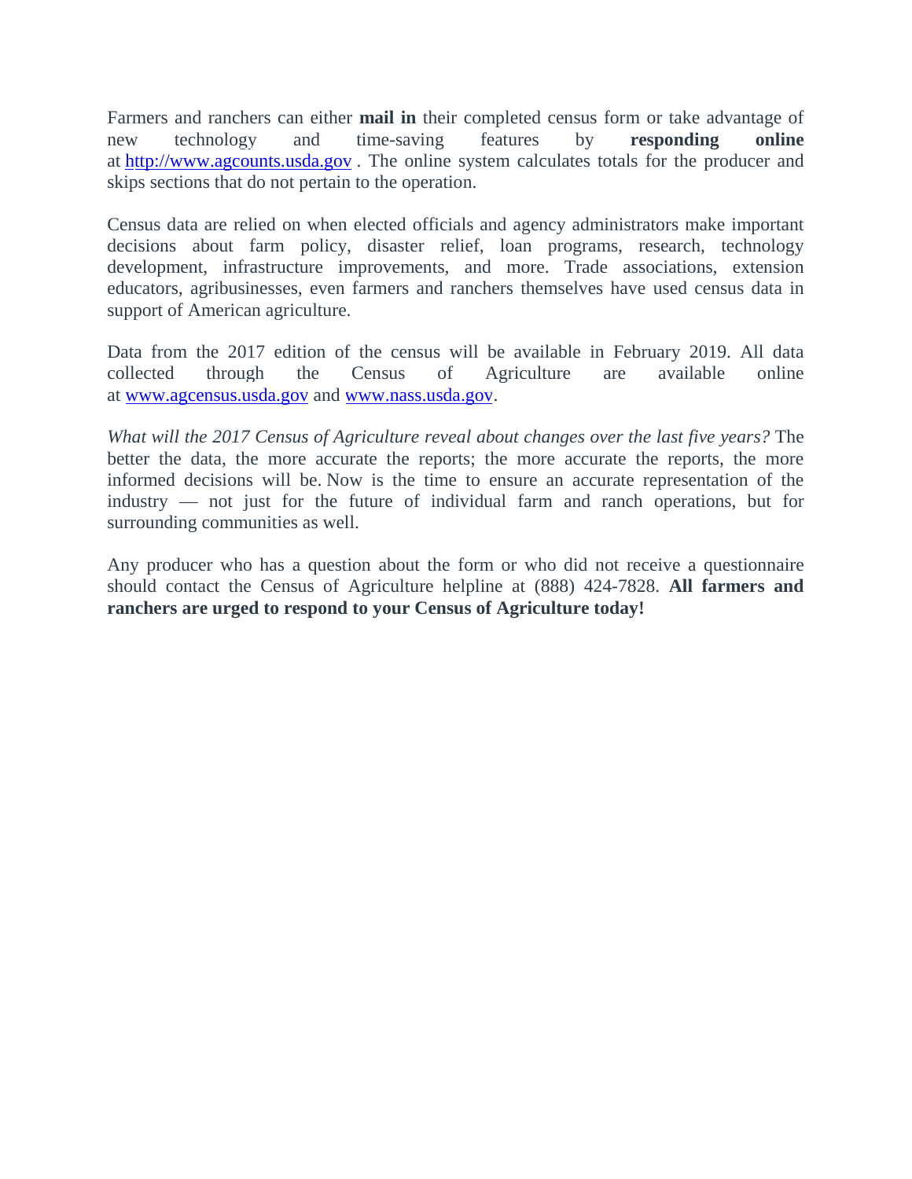Farmers and ranchers can either **mail in** their completed census form or take advantage of new technology and time-saving features by **responding online** at http://www.agcounts.usda.gov . The online system calculates totals for the producer and skips sections that do not pertain to the operation.

Census data are relied on when elected officials and agency administrators make important decisions about farm policy, disaster relief, loan programs, research, technology development, infrastructure improvements, and more. Trade associations, extension educators, agribusinesses, even farmers and ranchers themselves have used census data in support of American agriculture.

Data from the 2017 edition of the census will be available in February 2019. All data collected through the Census of Agriculture are available online at www.agcensus.usda.gov and www.nass.usda.gov.

*What will the 2017 Census of Agriculture reveal about changes over the last five years?* The better the data, the more accurate the reports; the more accurate the reports, the more informed decisions will be. Now is the time to ensure an accurate representation of the industry — not just for the future of individual farm and ranch operations, but for surrounding communities as well.

Any producer who has a question about the form or who did not receive a questionnaire should contact the Census of Agriculture helpline at (888) 424-7828. **All farmers and ranchers are urged to respond to your Census of Agriculture today!**